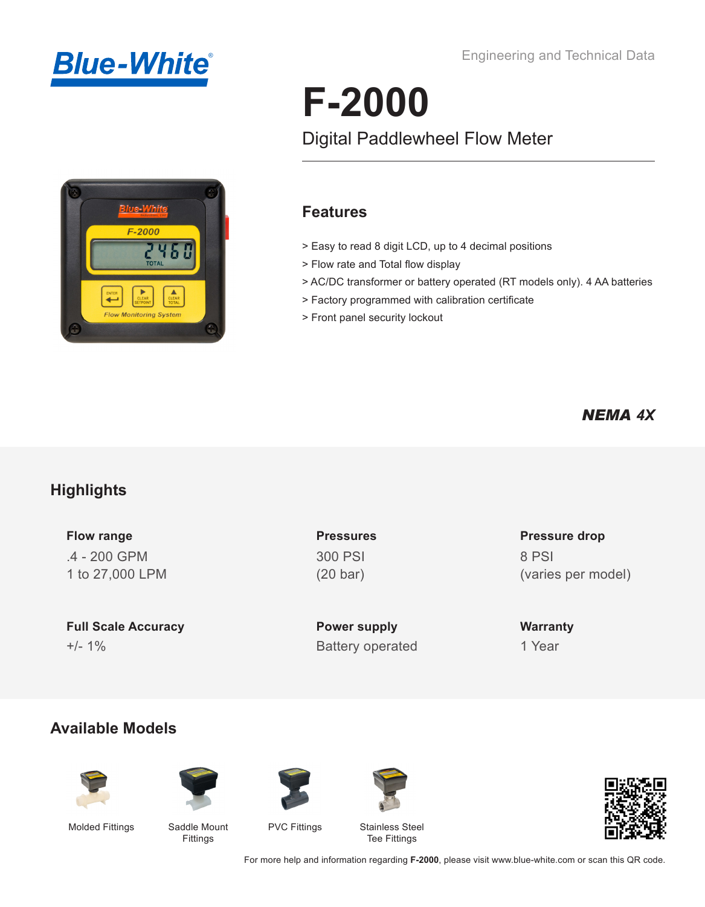Blue-White®

Engineering and Technical Data

# F-2000

## Digital Paddlewheel Flow Meter

### Features

> Easy to read 8 digit LCD, up to 4 decimal positions
> Flow rate and Total flow display
> AC/DC transformer or battery operated (RT models only). 4 AA batteries
> Factory programmed with calibration certificate
> Front panel security lockout

***NEMA 4X***

## Highlights

**Flow range**
.4 - 200 GPM
1 to 27,000 LPM

**Pressures**
300 PSI
(20 bar)

**Pressure drop**
8 PSI
(varies per model)

**Full Scale Accuracy**
+/- 1%

**Power supply**
Battery operated

**Warranty**
1 Year

## Available Models

Molded Fittings

Saddle Mount Fittings

PVC Fittings

Stainless Steel Tee Fittings

For more help and information regarding **F-2000**, please visit www.blue-white.com or scan this QR code.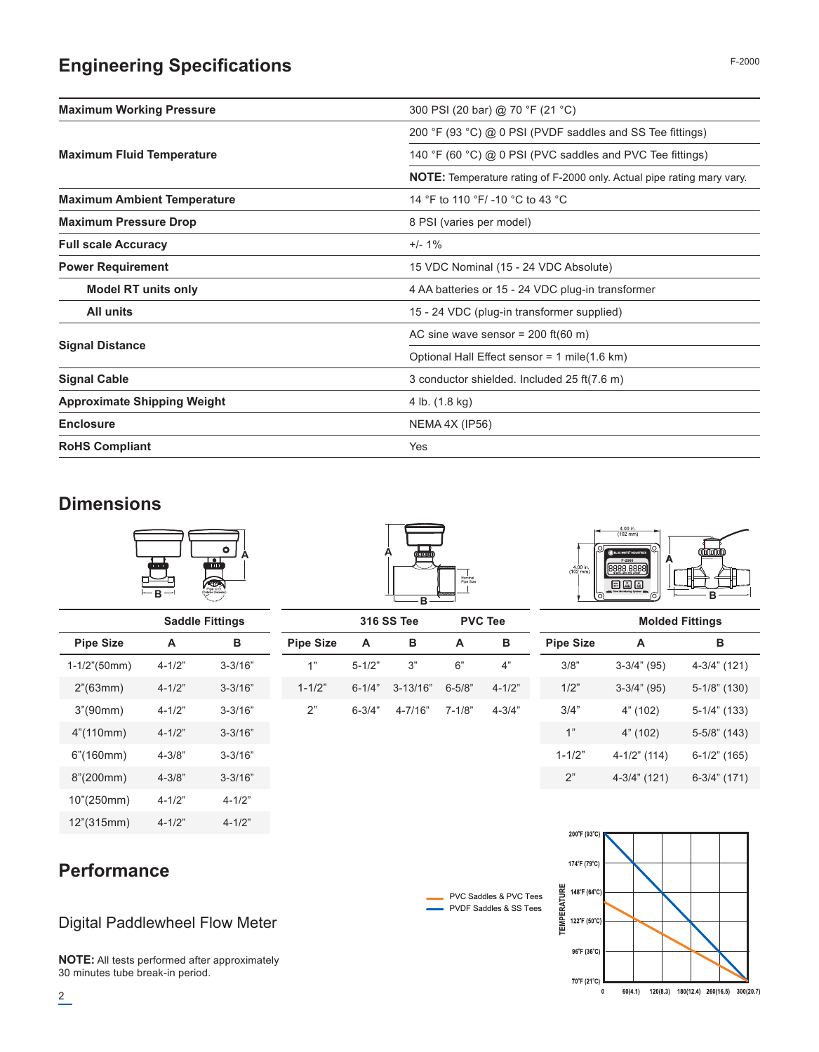## Engineering Specifications

| | |
|---|---|
| **Maximum Working Pressure** | 300 PSI (20 bar) @ 70 °F (21 °C) |
| **Maximum Fluid Temperature** | 200 °F (93 °C) @ 0 PSI (PVDF saddles and SS Tee fittings) |
| | 140 °F (60 °C) @ 0 PSI (PVC saddles and PVC Tee fittings) |
| | **NOTE:** Temperature rating of F-2000 only. Actual pipe rating mary vary. |
| **Maximum Ambient Temperature** | 14 °F to 110 °F/ -10 °C to 43 °C |
| **Maximum Pressure Drop** | 8 PSI (varies per model) |
| **Full scale Accuracy** | +/- 1% |
| **Power Requirement** | 15 VDC Nominal (15 - 24 VDC Absolute) |
| **Model RT units only** | 4 AA batteries or 15 - 24 VDC plug-in transformer |
| **All units** | 15 - 24 VDC (plug-in transformer supplied) |
| **Signal Distance** | AC sine wave sensor = 200 ft(60 m) |
| | Optional Hall Effect sensor = 1 mile(1.6 km) |
| **Signal Cable** | 3 conductor shielded. Included 25 ft(7.6 m) |
| **Approximate Shipping Weight** | 4 lb. (1.8 kg) |
| **Enclosure** | NEMA 4X (IP56) |
| **RoHS Compliant** | Yes |

## Dimensions

| Saddle Fittings | | |
|---|---|---|
| **Pipe Size** | **A** | **B** |
| 1-1/2"(50mm) | 4-1/2" | 3-3/16" |
| 2"(63mm) | 4-1/2" | 3-3/16" |
| 3"(90mm) | 4-1/2" | 3-3/16" |
| 4"(110mm) | 4-1/2" | 3-3/16" |
| 6"(160mm) | 4-3/8" | 3-3/16" |
| 8"(200mm) | 4-3/8" | 3-3/16" |
| 10"(250mm) | 4-1/2" | 4-1/2" |
| 12"(315mm) | 4-1/2" | 4-1/2" |

| | 316 SS Tee | | PVC Tee | |
|---|---|---|---|---|
| **Pipe Size** | **A** | **B** | **A** | **B** |
| 1" | 5-1/2" | 3" | 6" | 4" |
| 1-1/2" | 6-1/4" | 3-13/16" | 6-5/8" | 4-1/2" |
| 2" | 6-3/4" | 4-7/16" | 7-1/8" | 4-3/4" |

| Molded Fittings | | |
|---|---|---|
| **Pipe Size** | **A** | **B** |
| 3/8" | 3-3/4" (95) | 4-3/4" (121) |
| 1/2" | 3-3/4" (95) | 5-1/8" (130) |
| 3/4" | 4" (102) | 5-1/4" (133) |
| 1" | 4" (102) | 5-5/8" (143) |
| 1-1/2" | 4-1/2" (114) | 6-1/2" (165) |
| 2" | 4-3/4" (121) | 6-3/4" (171) |

## Performance

Digital Paddlewheel Flow Meter

**NOTE:** All tests performed after approximately 30 minutes tube break-in period.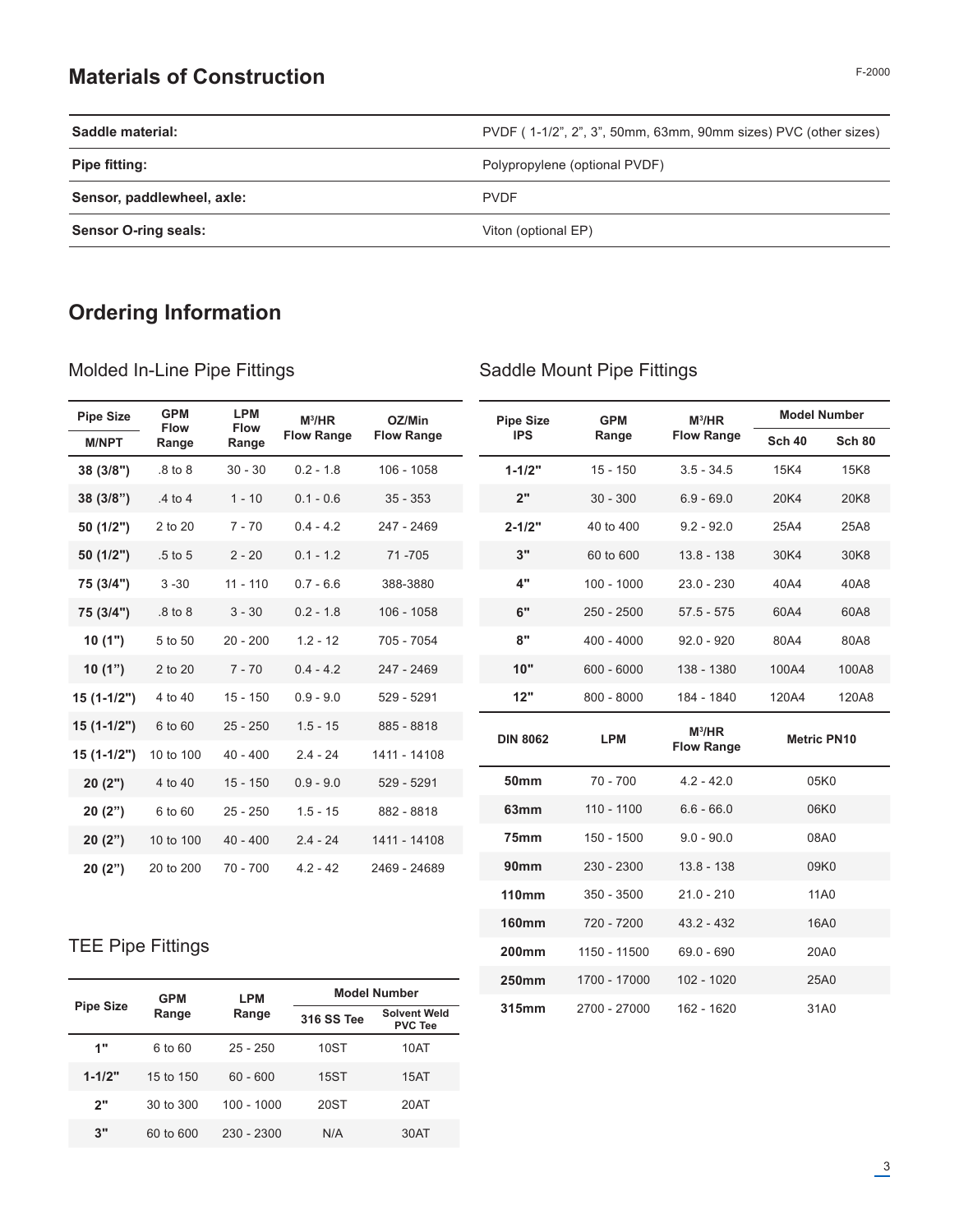## Materials of Construction

| | |
|---|---|
| **Saddle material:** | PVDF ( 1-1/2", 2", 3", 50mm, 63mm, 90mm sizes) PVC (other sizes) |
| **Pipe fitting:** | Polypropylene (optional PVDF) |
| **Sensor, paddlewheel, axle:** | PVDF |
| **Sensor O-ring seals:** | Viton (optional EP) |

## Ordering Information

### Molded In-Line Pipe Fittings

| Pipe Size M/NPT | GPM Flow Range | LPM Flow Range | $M^3$/HR Flow Range | OZ/Min Flow Range |
|---|---|---|---|---|
| **38 (3/8")** | .8 to 8 | 30 - 30 | 0.2 - 1.8 | 106 - 1058 |
| **38 (3/8")** | .4 to 4 | 1 - 10 | 0.1 - 0.6 | 35 - 353 |
| **50 (1/2")** | 2 to 20 | 7 - 70 | 0.4 - 4.2 | 247 - 2469 |
| **50 (1/2")** | .5 to 5 | 2 - 20 | 0.1 - 1.2 | 71 -705 |
| **75 (3/4")** | 3 -30 | 11 - 110 | 0.7 - 6.6 | 388-3880 |
| **75 (3/4")** | .8 to 8 | 3 - 30 | 0.2 - 1.8 | 106 - 1058 |
| **10 (1")** | 5 to 50 | 20 - 200 | 1.2 - 12 | 705 - 7054 |
| **10 (1")** | 2 to 20 | 7 - 70 | 0.4 - 4.2 | 247 - 2469 |
| **15 (1-1/2")** | 4 to 40 | 15 - 150 | 0.9 - 9.0 | 529 - 5291 |
| **15 (1-1/2")** | 6 to 60 | 25 - 250 | 1.5 - 15 | 885 - 8818 |
| **15 (1-1/2")** | 10 to 100 | 40 - 400 | 2.4 - 24 | 1411 - 14108 |
| **20 (2")** | 4 to 40 | 15 - 150 | 0.9 - 9.0 | 529 - 5291 |
| **20 (2")** | 6 to 60 | 25 - 250 | 1.5 - 15 | 882 - 8818 |
| **20 (2")** | 10 to 100 | 40 - 400 | 2.4 - 24 | 1411 - 14108 |
| **20 (2")** | 20 to 200 | 70 - 700 | 4.2 - 42 | 2469 - 24689 |

### TEE Pipe Fittings

| Pipe Size | GPM Range | LPM Range | Model Number | |
|---|---|---|---|---|
| | | | 316 SS Tee | Solvent Weld PVC Tee |
| **1"** | 6 to 60 | 25 - 250 | 10ST | 10AT |
| **1-1/2"** | 15 to 150 | 60 - 600 | 15ST | 15AT |
| **2"** | 30 to 300 | 100 - 1000 | 20ST | 20AT |
| **3"** | 60 to 600 | 230 - 2300 | N/A | 30AT |

### Saddle Mount Pipe Fittings

| Pipe Size IPS | GPM Range | $M^3$/HR Flow Range | Model Number | |
|---|---|---|---|---|
| | | | Sch 40 | Sch 80 |
| **1-1/2"** | 15 - 150 | 3.5 - 34.5 | 15K4 | 15K8 |
| **2"** | 30 - 300 | 6.9 - 69.0 | 20K4 | 20K8 |
| **2-1/2"** | 40 to 400 | 9.2 - 92.0 | 25A4 | 25A8 |
| **3"** | 60 to 600 | 13.8 - 138 | 30K4 | 30K8 |
| **4"** | 100 - 1000 | 23.0 - 230 | 40A4 | 40A8 |
| **6"** | 250 - 2500 | 57.5 - 575 | 60A4 | 60A8 |
| **8"** | 400 - 4000 | 92.0 - 920 | 80A4 | 80A8 |
| **10"** | 600 - 6000 | 138 - 1380 | 100A4 | 100A8 |
| **12"** | 800 - 8000 | 184 - 1840 | 120A4 | 120A8 |
| **DIN 8062** | **LPM** | **$M^3$/HR Flow Range** | **Metric PN10** | |
| **50mm** | 70 - 700 | 4.2 - 42.0 | 05K0 | |
| **63mm** | 110 - 1100 | 6.6 - 66.0 | 06K0 | |
| **75mm** | 150 - 1500 | 9.0 - 90.0 | 08A0 | |
| **90mm** | 230 - 2300 | 13.8 - 138 | 09K0 | |
| **110mm** | 350 - 3500 | 21.0 - 210 | 11A0 | |
| **160mm** | 720 - 7200 | 43.2 - 432 | 16A0 | |
| **200mm** | 1150 - 11500 | 69.0 - 690 | 20A0 | |
| **250mm** | 1700 - 17000 | 102 - 1020 | 25A0 | |
| **315mm** | 2700 - 27000 | 162 - 1620 | 31A0 | |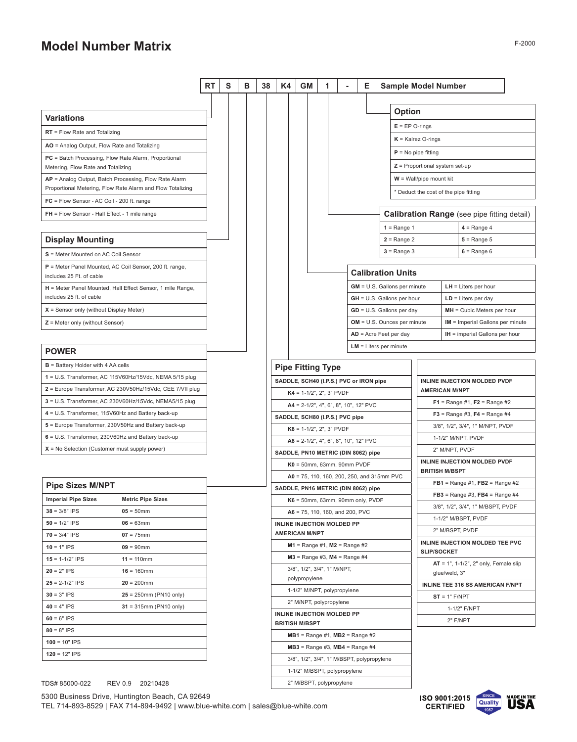# Model Number Matrix

F-2000

| RT | S | B | 38 | K4 | GM | 1 | - | E | Sample Model Number |
|---|---|---|---|---|---|---|---|---|---|

## Variations

| Variations |
|---|
| **RT** = Flow Rate and Totalizing |
| **AO** = Analog Output, Flow Rate and Totalizing |
| **PC** = Batch Processing, Flow Rate Alarm, Proportional Metering, Flow Rate and Totalizing |
| **AP** = Analog Output, Batch Processing, Flow Rate Alarm Proportional Metering, Flow Rate Alarm and Flow Totalizing |
| **FC** = Flow Sensor - AC Coil - 200 ft. range |
| **FH** = Flow Sensor - Hall Effect - 1 mile range |

## Display Mounting

| Display Mounting |
|---|
| **S** = Meter Mounted on AC Coil Sensor |
| **P** = Meter Panel Mounted, AC Coil Sensor, 200 ft. range, includes 25 Ft. of cable |
| **H** = Meter Panel Mounted, Hall Effect Sensor, 1 mile Range, includes 25 ft. of cable |
| **X** = Sensor only (without Display Meter) |
| **Z** = Meter only (without Sensor) |

## POWER

| POWER |
|---|
| **B** = Battery Holder with 4 AA cells |
| **1** = U.S. Transformer, AC 115V60Hz/15Vdc, NEMA 5/15 plug |
| **2** = Europe Transformer, AC 230V50Hz/15Vdc, CEE 7/VII plug |
| **3** = U.S. Transformer, AC 230V60Hz/15Vdc, NEMA5/15 plug |
| **4** = U.S. Transformer, 115V60Hz and Battery back-up |
| **5** = Europe Transformer, 230V50Hz and Battery back-up |
| **6** = U.S. Transformer, 230V60Hz and Battery back-up |
| **X** = No Selection (Customer must supply power) |

## Pipe Sizes M/NPT

| Imperial Pipe Sizes | Metric Pipe Sizes |
|---|---|
| **38** = 3/8" IPS | **05** = 50mm |
| **50** = 1/2" IPS | **06** = 63mm |
| **70** = 3/4" IPS | **07** = 75mm |
| **10** = 1" IPS | **09** = 90mm |
| **15** = 1-1/2" IPS | **11** = 110mm |
| **20** = 2" IPS | **16** = 160mm |
| **25** = 2-1/2" IPS | **20** = 200mm |
| **30** = 3" IPS | **25** = 250mm (PN10 only) |
| **40** = 4" IPS | **31** = 315mm (PN10 only) |
| **60** = 6" IPS | |
| **80** = 8" IPS | |
| **100** = 10" IPS | |
| **120** = 12" IPS | |

## Option

| Option |
|---|
| **E** = EP O-rings |
| **K** = Kalrez O-rings |
| **P** = No pipe fitting |
| **Z** = Proportional system set-up |
| **W** = Wall/pipe mount kit |
| * Deduct the cost of the pipe fitting |

## Calibration Range (see pipe fitting detail)

| | |
|---|---|
| **1** = Range 1 | **4** = Range 4 |
| **2** = Range 2 | **5** = Range 5 |
| **3** = Range 3 | **6** = Range 6 |

## Calibration Units

| | |
|---|---|
| **GM** = U.S. Gallons per minute | **LH** = Liters per hour |
| **GH** = U.S. Gallons per hour | **LD** = Liters per day |
| **GD** = U.S. Gallons per day | **MH** = Cubic Meters per hour |
| **OM** = U.S. Ounces per minute | **IM** = Imperial Gallons per minute |
| **AD** = Acre Feet per day | **IH** = imperial Gallons per hour |
| **LM** = Liters per minute | |

## Pipe Fitting Type

| Pipe Fitting Type |
|---|
| **SADDLE, SCH40 (I.P.S.) PVC or IRON pipe** |
| **K4** = 1-1/2", 2", 3" PVDF |
| **A4** = 2-1/2", 4", 6", 8", 10", 12" PVC |
| **SADDLE, SCH80 (I.P.S.) PVC pipe** |
| **K8** = 1-1/2", 2", 3" PVDF |
| **A8** = 2-1/2", 4", 6", 8", 10", 12" PVC |
| **SADDLE, PN10 METRIC (DIN 8062) pipe** |
| **K0** = 50mm, 63mm, 90mm PVDF |
| **A0** = 75, 110, 160, 200, 250, and 315mm PVC |
| **SADDLE, PN16 METRIC (DIN 8062) pipe** |
| **K6** = 50mm, 63mm, 90mm only, PVDF |
| **A6** = 75, 110, 160, and 200, PVC |
| **INLINE INJECTION MOLDED PP AMERICAN M/NPT** |
| **M1** = Range #1, **M2** = Range #2 |
| **M3** = Range #3, **M4** = Range #4 |
| 3/8", 1/2", 3/4", 1" M/NPT, polypropylene |
| 1-1/2" M/NPT, polypropylene |
| 2" M/NPT, polypropylene |
| **INLINE INJECTION MOLDED PP BRITISH M/BSPT** |
| **MB1** = Range #1, **MB2** = Range #2 |
| **MB3** = Range #3, **MB4** = Range #4 |
| 3/8", 1/2", 3/4", 1" M/BSPT, polypropylene |
| 1-1/2" M/BSPT, polypropylene |
| 2" M/BSPT, polypropylene |

| |
|---|
| **INLINE INJECTION MOLDED PVDF AMERICAN M/NPT** |
| **F1** = Range #1, **F2** = Range #2 |
| **F3** = Range #3, **F4** = Range #4 |
| 3/8", 1/2", 3/4", 1" M/NPT, PVDF |
| 1-1/2" M/NPT, PVDF |
| 2" M/NPT, PVDF |
| **INLINE INJECTION MOLDED PVDF BRITISH M/BSPT** |
| **FB1** = Range #1, **FB2** = Range #2 |
| **FB3** = Range #3, **FB4** = Range #4 |
| 3/8", 1/2", 3/4", 1" M/BSPT, PVDF |
| 1-1/2" M/BSPT, PVDF |
| 2" M/BSPT, PVDF |
| **INLINE INJECTION MOLDED TEE PVC SLIP/SOCKET** |
| **AT** = 1", 1-1/2", 2" only, Female slip glue/weld, 3" |
| **INLINE TEE 316 SS AMERICAN F/NPT** |
| **ST** = 1" F/NPT |
| 1-1/2" F/NPT |
| 2" F/NPT |

TDS# 85000-022 REV 0.9 20210428

5300 Business Drive, Huntington Beach, CA 92649
TEL 714-893-8529 | FAX 714-894-9492 | www.blue-white.com | sales@blue-white.com

ISO 9001:2015 CERTIFIED

SINCE Quality 1957

MADE IN THE USA